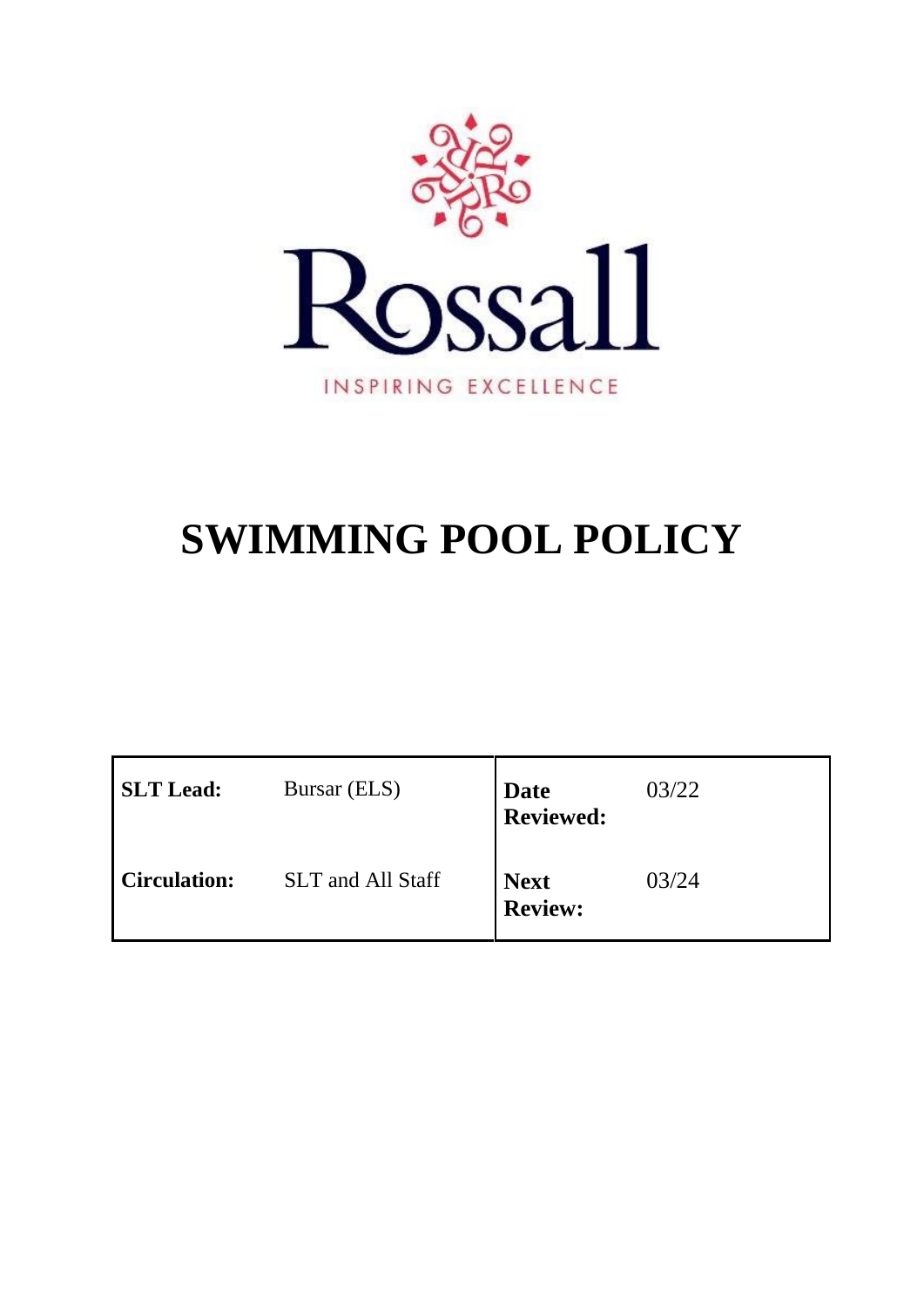Rossall

INSPIRING EXCELLENCE

# SWIMMING POOL POLICY

| **SLT Lead:** | Bursar (ELS) | **Date Reviewed:** | 03/22 |
|---|---|---|---|
| **Circulation:** | SLT and All Staff | **Next Review:** | 03/24 |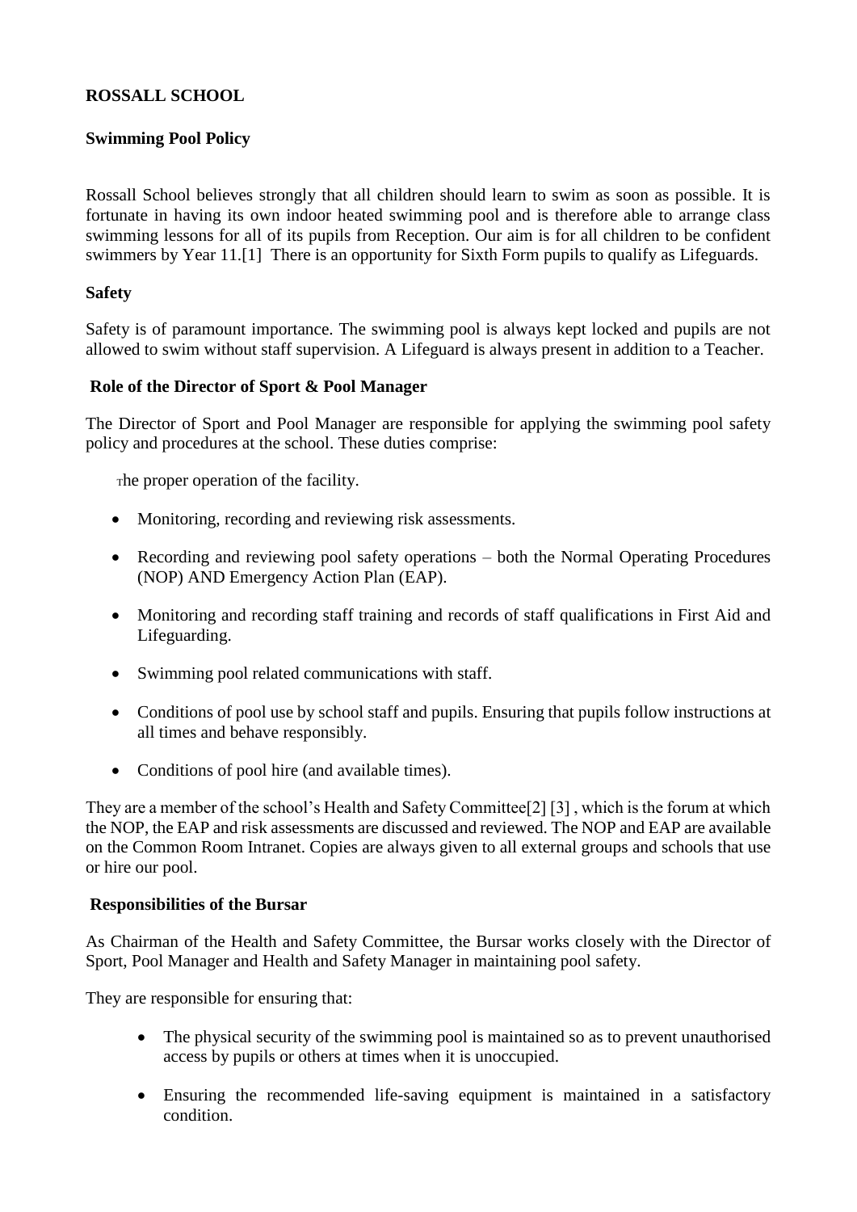**ROSSALL SCHOOL**

**Swimming Pool Policy**

Rossall School believes strongly that all children should learn to swim as soon as possible. It is fortunate in having its own indoor heated swimming pool and is therefore able to arrange class swimming lessons for all of its pupils from Reception. Our aim is for all children to be confident swimmers by Year 11.[1] There is an opportunity for Sixth Form pupils to qualify as Lifeguards.

**Safety**

Safety is of paramount importance. The swimming pool is always kept locked and pupils are not allowed to swim without staff supervision. A Lifeguard is always present in addition to a Teacher.

**Role of the Director of Sport & Pool Manager**

The Director of Sport and Pool Manager are responsible for applying the swimming pool safety policy and procedures at the school. These duties comprise:

The proper operation of the facility.

- Monitoring, recording and reviewing risk assessments.
- Recording and reviewing pool safety operations – both the Normal Operating Procedures (NOP) AND Emergency Action Plan (EAP).
- Monitoring and recording staff training and records of staff qualifications in First Aid and Lifeguarding.
- Swimming pool related communications with staff.
- Conditions of pool use by school staff and pupils. Ensuring that pupils follow instructions at all times and behave responsibly.
- Conditions of pool hire (and available times).

They are a member of the school's Health and Safety Committee[2] [3] , which is the forum at which the NOP, the EAP and risk assessments are discussed and reviewed. The NOP and EAP are available on the Common Room Intranet. Copies are always given to all external groups and schools that use or hire our pool.

**Responsibilities of the Bursar**

As Chairman of the Health and Safety Committee, the Bursar works closely with the Director of Sport, Pool Manager and Health and Safety Manager in maintaining pool safety.

They are responsible for ensuring that:

- The physical security of the swimming pool is maintained so as to prevent unauthorised access by pupils or others at times when it is unoccupied.
- Ensuring the recommended life-saving equipment is maintained in a satisfactory condition.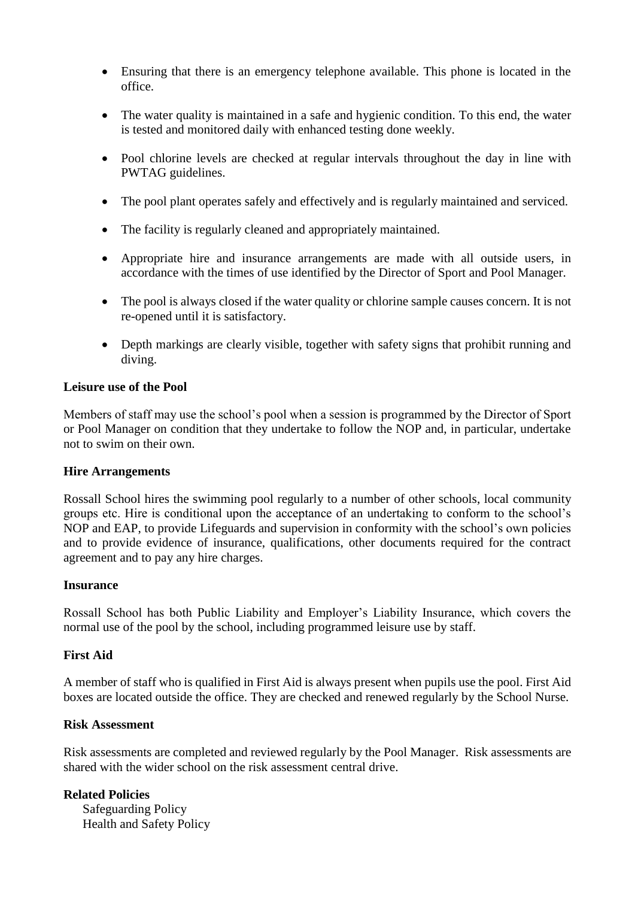- Ensuring that there is an emergency telephone available. This phone is located in the office.
- The water quality is maintained in a safe and hygienic condition. To this end, the water is tested and monitored daily with enhanced testing done weekly.
- Pool chlorine levels are checked at regular intervals throughout the day in line with PWTAG guidelines.
- The pool plant operates safely and effectively and is regularly maintained and serviced.
- The facility is regularly cleaned and appropriately maintained.
- Appropriate hire and insurance arrangements are made with all outside users, in accordance with the times of use identified by the Director of Sport and Pool Manager.
- The pool is always closed if the water quality or chlorine sample causes concern. It is not re-opened until it is satisfactory.
- Depth markings are clearly visible, together with safety signs that prohibit running and diving.

**Leisure use of the Pool**

Members of staff may use the school's pool when a session is programmed by the Director of Sport or Pool Manager on condition that they undertake to follow the NOP and, in particular, undertake not to swim on their own.

**Hire Arrangements**

Rossall School hires the swimming pool regularly to a number of other schools, local community groups etc. Hire is conditional upon the acceptance of an undertaking to conform to the school's NOP and EAP, to provide Lifeguards and supervision in conformity with the school's own policies and to provide evidence of insurance, qualifications, other documents required for the contract agreement and to pay any hire charges.

**Insurance**

Rossall School has both Public Liability and Employer's Liability Insurance, which covers the normal use of the pool by the school, including programmed leisure use by staff.

**First Aid**

A member of staff who is qualified in First Aid is always present when pupils use the pool. First Aid boxes are located outside the office. They are checked and renewed regularly by the School Nurse.

**Risk Assessment**

Risk assessments are completed and reviewed regularly by the Pool Manager. Risk assessments are shared with the wider school on the risk assessment central drive.

**Related Policies**

Safeguarding Policy
Health and Safety Policy